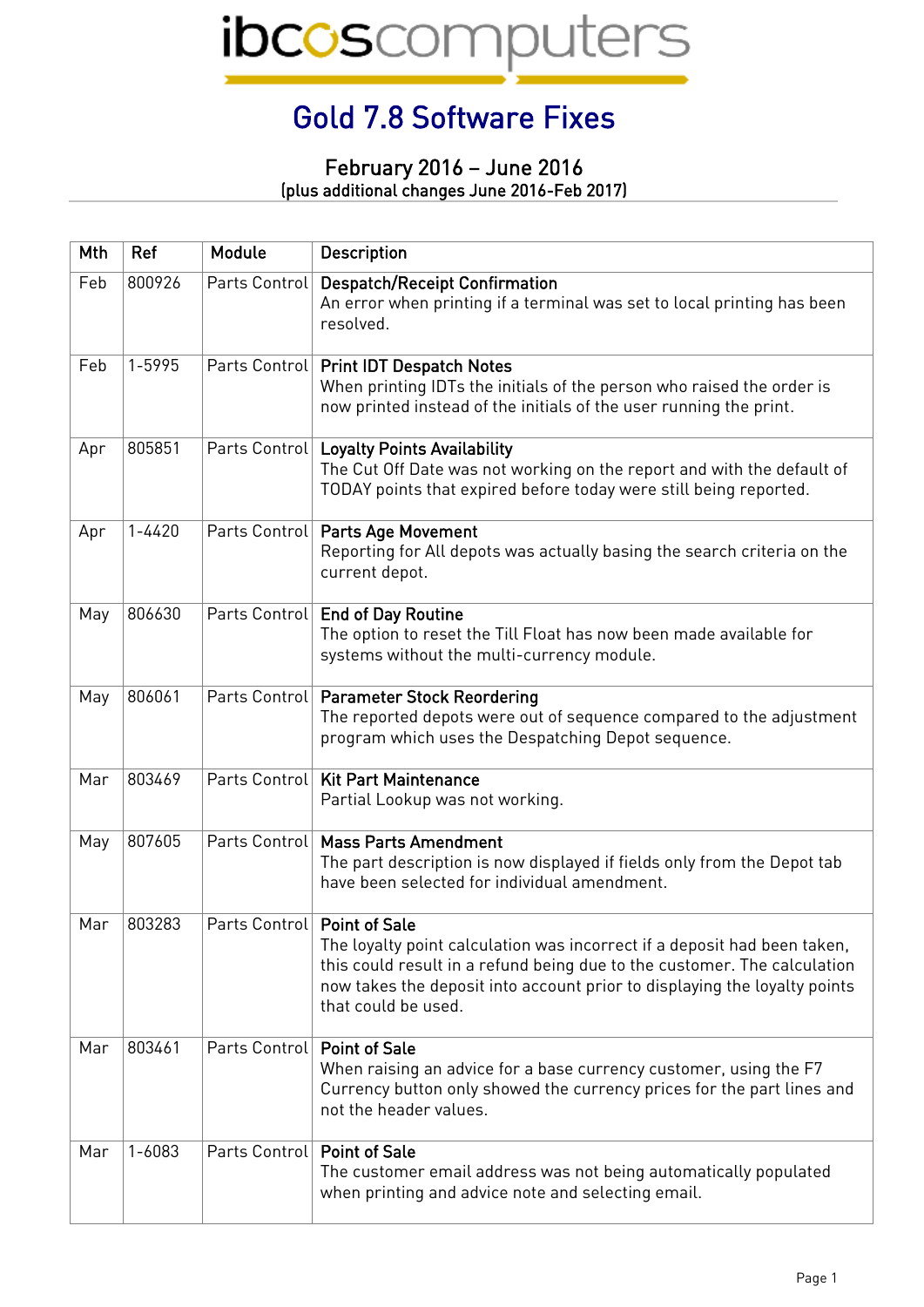ibcoscomputers

# Gold 7.8 Software Fixes

## February 2016 – June 2016
(plus additional changes June 2016-Feb 2017)

| Mth | Ref | Module | Description |
|---|---|---|---|
| Feb | 800926 | Parts Control | **Despatch/Receipt Confirmation**<br>An error when printing if a terminal was set to local printing has been resolved. |
| Feb | 1-5995 | Parts Control | **Print IDT Despatch Notes**<br>When printing IDTs the initials of the person who raised the order is now printed instead of the initials of the user running the print. |
| Apr | 805851 | Parts Control | **Loyalty Points Availability**<br>The Cut Off Date was not working on the report and with the default of TODAY points that expired before today were still being reported. |
| Apr | 1-4420 | Parts Control | **Parts Age Movement**<br>Reporting for All depots was actually basing the search criteria on the current depot. |
| May | 806630 | Parts Control | **End of Day Routine**<br>The option to reset the Till Float has now been made available for systems without the multi-currency module. |
| May | 806061 | Parts Control | **Parameter Stock Reordering**<br>The reported depots were out of sequence compared to the adjustment program which uses the Despatching Depot sequence. |
| Mar | 803469 | Parts Control | **Kit Part Maintenance**<br>Partial Lookup was not working. |
| May | 807605 | Parts Control | **Mass Parts Amendment**<br>The part description is now displayed if fields only from the Depot tab have been selected for individual amendment. |
| Mar | 803283 | Parts Control | **Point of Sale**<br>The loyalty point calculation was incorrect if a deposit had been taken, this could result in a refund being due to the customer. The calculation now takes the deposit into account prior to displaying the loyalty points that could be used. |
| Mar | 803461 | Parts Control | **Point of Sale**<br>When raising an advice for a base currency customer, using the F7 Currency button only showed the currency prices for the part lines and not the header values. |
| Mar | 1-6083 | Parts Control | **Point of Sale**<br>The customer email address was not being automatically populated when printing and advice note and selecting email. |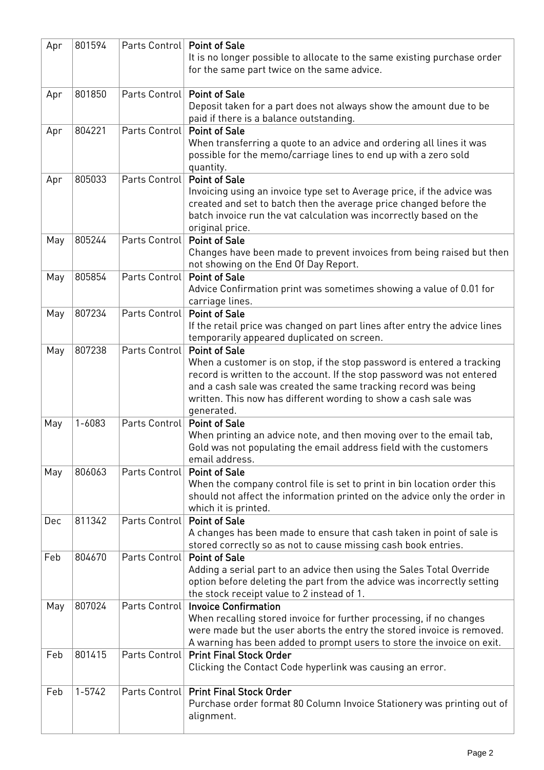| Apr | 801594 | Parts Control | **Point of Sale** It is no longer possible to allocate to the same existing purchase order for the same part twice on the same advice. |
|---|---|---|---|
| Apr | 801850 | Parts Control | **Point of Sale** Deposit taken for a part does not always show the amount due to be paid if there is a balance outstanding. |
| Apr | 804221 | Parts Control | **Point of Sale** When transferring a quote to an advice and ordering all lines it was possible for the memo/carriage lines to end up with a zero sold quantity. |
| Apr | 805033 | Parts Control | **Point of Sale** Invoicing using an invoice type set to Average price, if the advice was created and set to batch then the average price changed before the batch invoice run the vat calculation was incorrectly based on the original price. |
| May | 805244 | Parts Control | **Point of Sale** Changes have been made to prevent invoices from being raised but then not showing on the End Of Day Report. |
| May | 805854 | Parts Control | **Point of Sale** Advice Confirmation print was sometimes showing a value of 0.01 for carriage lines. |
| May | 807234 | Parts Control | **Point of Sale** If the retail price was changed on part lines after entry the advice lines temporarily appeared duplicated on screen. |
| May | 807238 | Parts Control | **Point of Sale** When a customer is on stop, if the stop password is entered a tracking record is written to the account. If the stop password was not entered and a cash sale was created the same tracking record was being written. This now has different wording to show a cash sale was generated. |
| May | 1-6083 | Parts Control | **Point of Sale** When printing an advice note, and then moving over to the email tab, Gold was not populating the email address field with the customers email address. |
| May | 806063 | Parts Control | **Point of Sale** When the company control file is set to print in bin location order this should not affect the information printed on the advice only the order in which it is printed. |
| Dec | 811342 | Parts Control | **Point of Sale** A changes has been made to ensure that cash taken in point of sale is stored correctly so as not to cause missing cash book entries. |
| Feb | 804670 | Parts Control | **Point of Sale** Adding a serial part to an advice then using the Sales Total Override option before deleting the part from the advice was incorrectly setting the stock receipt value to 2 instead of 1. |
| May | 807024 | Parts Control | **Invoice Confirmation** When recalling stored invoice for further processing, if no changes were made but the user aborts the entry the stored invoice is removed. A warning has been added to prompt users to store the invoice on exit. |
| Feb | 801415 | Parts Control | **Print Final Stock Order** Clicking the Contact Code hyperlink was causing an error. |
| Feb | 1-5742 | Parts Control | **Print Final Stock Order** Purchase order format 80 Column Invoice Stationery was printing out of alignment. |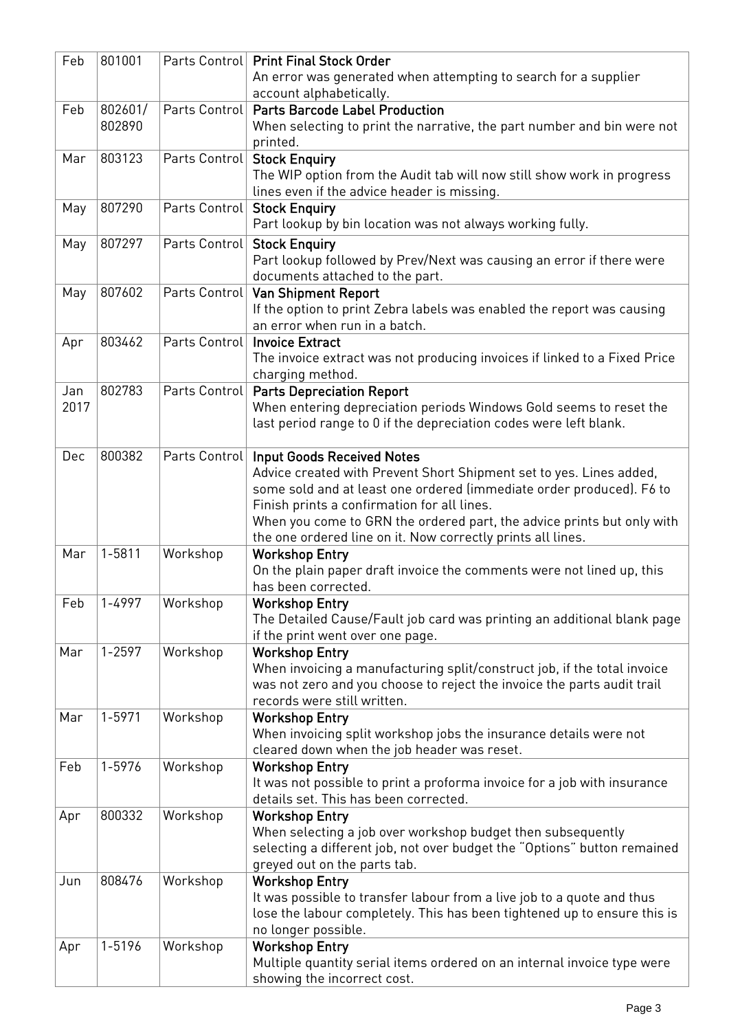| | | | |
|---|---|---|---|
| Feb | 801001 | Parts Control | **Print Final Stock Order**<br>An error was generated when attempting to search for a supplier account alphabetically. |
| Feb | 802601/ 802890 | Parts Control | **Parts Barcode Label Production**<br>When selecting to print the narrative, the part number and bin were not printed. |
| Mar | 803123 | Parts Control | **Stock Enquiry**<br>The WIP option from the Audit tab will now still show work in progress lines even if the advice header is missing. |
| May | 807290 | Parts Control | **Stock Enquiry**<br>Part lookup by bin location was not always working fully. |
| May | 807297 | Parts Control | **Stock Enquiry**<br>Part lookup followed by Prev/Next was causing an error if there were documents attached to the part. |
| May | 807602 | Parts Control | **Van Shipment Report**<br>If the option to print Zebra labels was enabled the report was causing an error when run in a batch. |
| Apr | 803462 | Parts Control | **Invoice Extract**<br>The invoice extract was not producing invoices if linked to a Fixed Price charging method. |
| Jan 2017 | 802783 | Parts Control | **Parts Depreciation Report**<br>When entering depreciation periods Windows Gold seems to reset the last period range to 0 if the depreciation codes were left blank. |
| Dec | 800382 | Parts Control | **Input Goods Received Notes**<br>Advice created with Prevent Short Shipment set to yes. Lines added, some sold and at least one ordered (immediate order produced). F6 to Finish prints a confirmation for all lines.<br>When you come to GRN the ordered part, the advice prints but only with the one ordered line on it. Now correctly prints all lines. |
| Mar | 1-5811 | Workshop | **Workshop Entry**<br>On the plain paper draft invoice the comments were not lined up, this has been corrected. |
| Feb | 1-4997 | Workshop | **Workshop Entry**<br>The Detailed Cause/Fault job card was printing an additional blank page if the print went over one page. |
| Mar | 1-2597 | Workshop | **Workshop Entry**<br>When invoicing a manufacturing split/construct job, if the total invoice was not zero and you choose to reject the invoice the parts audit trail records were still written. |
| Mar | 1-5971 | Workshop | **Workshop Entry**<br>When invoicing split workshop jobs the insurance details were not cleared down when the job header was reset. |
| Feb | 1-5976 | Workshop | **Workshop Entry**<br>It was not possible to print a proforma invoice for a job with insurance details set. This has been corrected. |
| Apr | 800332 | Workshop | **Workshop Entry**<br>When selecting a job over workshop budget then subsequently selecting a different job, not over budget the "Options" button remained greyed out on the parts tab. |
| Jun | 808476 | Workshop | **Workshop Entry**<br>It was possible to transfer labour from a live job to a quote and thus lose the labour completely. This has been tightened up to ensure this is no longer possible. |
| Apr | 1-5196 | Workshop | **Workshop Entry**<br>Multiple quantity serial items ordered on an internal invoice type were showing the incorrect cost. |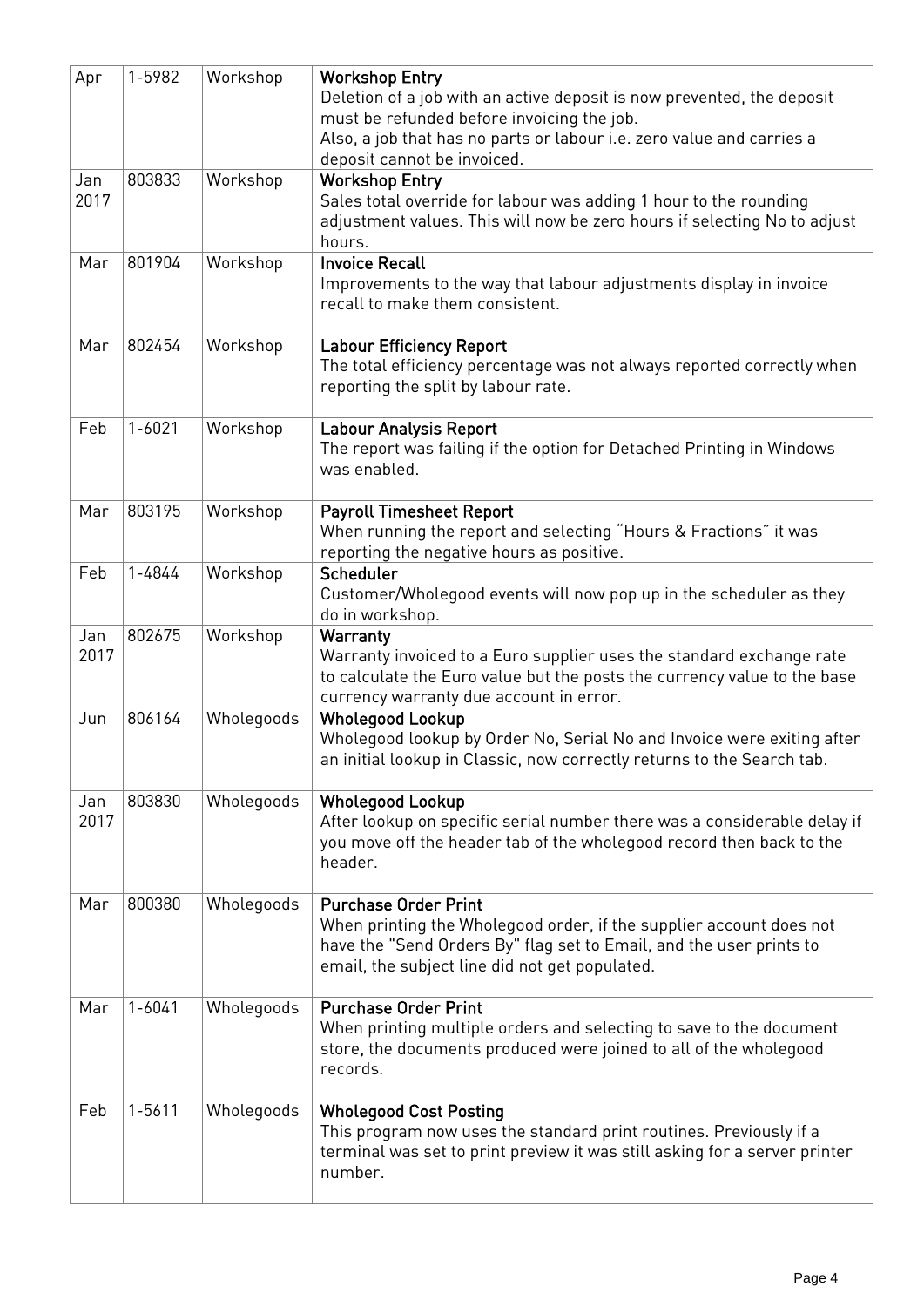| | | | |
|---|---|---|---|
| Apr | 1-5982 | Workshop | **Workshop Entry**<br>Deletion of a job with an active deposit is now prevented, the deposit must be refunded before invoicing the job.<br>Also, a job that has no parts or labour i.e. zero value and carries a deposit cannot be invoiced. |
| Jan 2017 | 803833 | Workshop | **Workshop Entry**<br>Sales total override for labour was adding 1 hour to the rounding adjustment values. This will now be zero hours if selecting No to adjust hours. |
| Mar | 801904 | Workshop | **Invoice Recall**<br>Improvements to the way that labour adjustments display in invoice recall to make them consistent. |
| Mar | 802454 | Workshop | **Labour Efficiency Report**<br>The total efficiency percentage was not always reported correctly when reporting the split by labour rate. |
| Feb | 1-6021 | Workshop | **Labour Analysis Report**<br>The report was failing if the option for Detached Printing in Windows was enabled. |
| Mar | 803195 | Workshop | **Payroll Timesheet Report**<br>When running the report and selecting "Hours & Fractions" it was reporting the negative hours as positive. |
| Feb | 1-4844 | Workshop | **Scheduler**<br>Customer/Wholegood events will now pop up in the scheduler as they do in workshop. |
| Jan 2017 | 802675 | Workshop | **Warranty**<br>Warranty invoiced to a Euro supplier uses the standard exchange rate to calculate the Euro value but the posts the currency value to the base currency warranty due account in error. |
| Jun | 806164 | Wholegoods | **Wholegood Lookup**<br>Wholegood lookup by Order No, Serial No and Invoice were exiting after an initial lookup in Classic, now correctly returns to the Search tab. |
| Jan 2017 | 803830 | Wholegoods | **Wholegood Lookup**<br>After lookup on specific serial number there was a considerable delay if you move off the header tab of the wholegood record then back to the header. |
| Mar | 800380 | Wholegoods | **Purchase Order Print**<br>When printing the Wholegood order, if the supplier account does not have the "Send Orders By" flag set to Email, and the user prints to email, the subject line did not get populated. |
| Mar | 1-6041 | Wholegoods | **Purchase Order Print**<br>When printing multiple orders and selecting to save to the document store, the documents produced were joined to all of the wholegood records. |
| Feb | 1-5611 | Wholegoods | **Wholegood Cost Posting**<br>This program now uses the standard print routines. Previously if a terminal was set to print preview it was still asking for a server printer number. |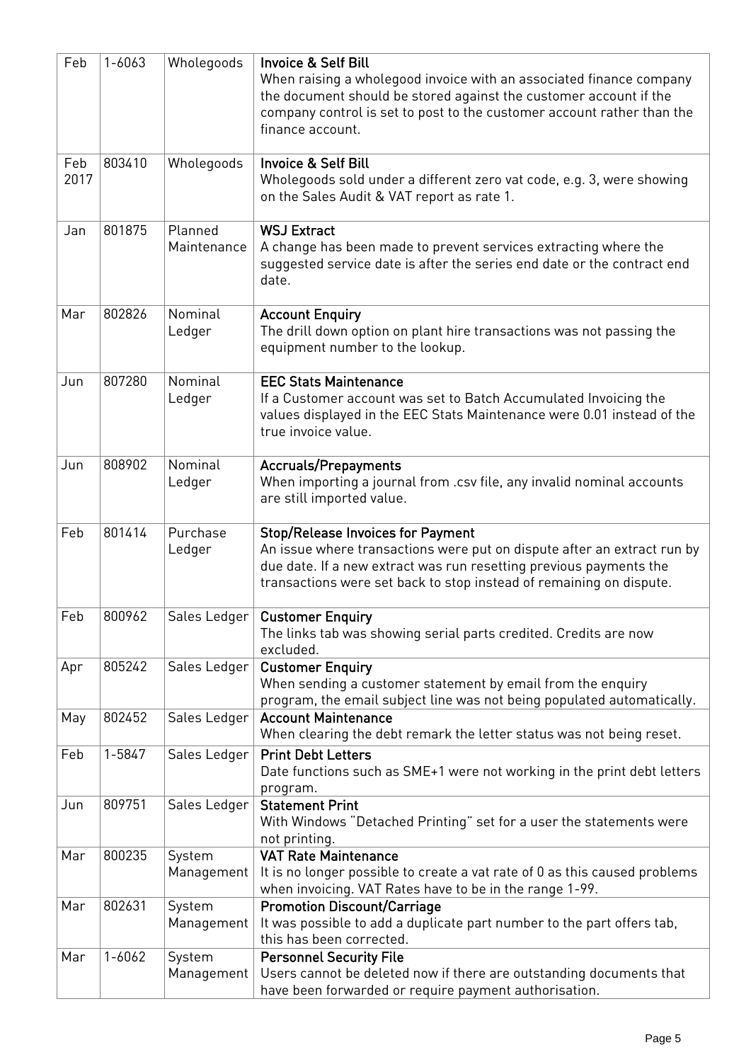| | | | |
|---|---|---|---|
| Feb | 1-6063 | Wholegoods | **Invoice & Self Bill**<br>When raising a wholegood invoice with an associated finance company the document should be stored against the customer account if the company control is set to post to the customer account rather than the finance account. |
| Feb 2017 | 803410 | Wholegoods | **Invoice & Self Bill**<br>Wholegoods sold under a different zero vat code, e.g. 3, were showing on the Sales Audit & VAT report as rate 1. |
| Jan | 801875 | Planned Maintenance | **WSJ Extract**<br>A change has been made to prevent services extracting where the suggested service date is after the series end date or the contract end date. |
| Mar | 802826 | Nominal Ledger | **Account Enquiry**<br>The drill down option on plant hire transactions was not passing the equipment number to the lookup. |
| Jun | 807280 | Nominal Ledger | **EEC Stats Maintenance**<br>If a Customer account was set to Batch Accumulated Invoicing the values displayed in the EEC Stats Maintenance were 0.01 instead of the true invoice value. |
| Jun | 808902 | Nominal Ledger | **Accruals/Prepayments**<br>When importing a journal from .csv file, any invalid nominal accounts are still imported value. |
| Feb | 801414 | Purchase Ledger | **Stop/Release Invoices for Payment**<br>An issue where transactions were put on dispute after an extract run by due date. If a new extract was run resetting previous payments the transactions were set back to stop instead of remaining on dispute. |
| Feb | 800962 | Sales Ledger | **Customer Enquiry**<br>The links tab was showing serial parts credited. Credits are now excluded. |
| Apr | 805242 | Sales Ledger | **Customer Enquiry**<br>When sending a customer statement by email from the enquiry program, the email subject line was not being populated automatically. |
| May | 802452 | Sales Ledger | **Account Maintenance**<br>When clearing the debt remark the letter status was not being reset. |
| Feb | 1-5847 | Sales Ledger | **Print Debt Letters**<br>Date functions such as SME+1 were not working in the print debt letters program. |
| Jun | 809751 | Sales Ledger | **Statement Print**<br>With Windows "Detached Printing" set for a user the statements were not printing. |
| Mar | 800235 | System Management | **VAT Rate Maintenance**<br>It is no longer possible to create a vat rate of 0 as this caused problems when invoicing. VAT Rates have to be in the range 1-99. |
| Mar | 802631 | System Management | **Promotion Discount/Carriage**<br>It was possible to add a duplicate part number to the part offers tab, this has been corrected. |
| Mar | 1-6062 | System Management | **Personnel Security File**<br>Users cannot be deleted now if there are outstanding documents that have been forwarded or require payment authorisation. |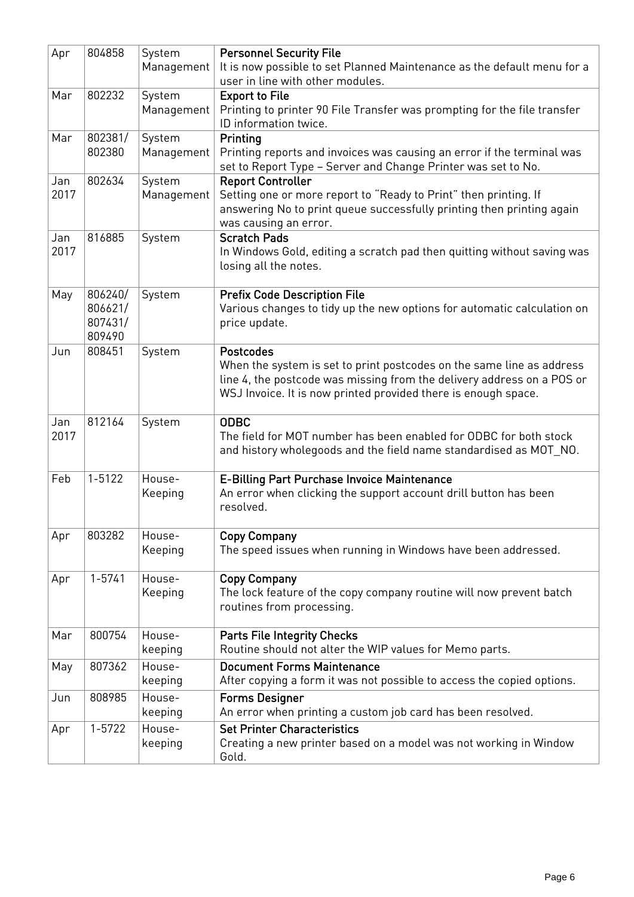| | | | |
|---|---|---|---|
| Apr | 804858 | System Management | **Personnel Security File**<br>It is now possible to set Planned Maintenance as the default menu for a user in line with other modules. |
| Mar | 802232 | System Management | **Export to File**<br>Printing to printer 90 File Transfer was prompting for the file transfer ID information twice. |
| Mar | 802381/ 802380 | System Management | **Printing**<br>Printing reports and invoices was causing an error if the terminal was set to Report Type – Server and Change Printer was set to No. |
| Jan 2017 | 802634 | System Management | **Report Controller**<br>Setting one or more report to "Ready to Print" then printing. If answering No to print queue successfully printing then printing again was causing an error. |
| Jan 2017 | 816885 | System | **Scratch Pads**<br>In Windows Gold, editing a scratch pad then quitting without saving was losing all the notes. |
| May | 806240/ 806621/ 807431/ 809490 | System | **Prefix Code Description File**<br>Various changes to tidy up the new options for automatic calculation on price update. |
| Jun | 808451 | System | **Postcodes**<br>When the system is set to print postcodes on the same line as address line 4, the postcode was missing from the delivery address on a POS or WSJ Invoice. It is now printed provided there is enough space. |
| Jan 2017 | 812164 | System | **ODBC**<br>The field for MOT number has been enabled for ODBC for both stock and history wholegoods and the field name standardised as MOT_NO. |
| Feb | 1-5122 | House-Keeping | **E-Billing Part Purchase Invoice Maintenance**<br>An error when clicking the support account drill button has been resolved. |
| Apr | 803282 | House-Keeping | **Copy Company**<br>The speed issues when running in Windows have been addressed. |
| Apr | 1-5741 | House-Keeping | **Copy Company**<br>The lock feature of the copy company routine will now prevent batch routines from processing. |
| Mar | 800754 | House-keeping | **Parts File Integrity Checks**<br>Routine should not alter the WIP values for Memo parts. |
| May | 807362 | House-keeping | **Document Forms Maintenance**<br>After copying a form it was not possible to access the copied options. |
| Jun | 808985 | House-keeping | **Forms Designer**<br>An error when printing a custom job card has been resolved. |
| Apr | 1-5722 | House-keeping | **Set Printer Characteristics**<br>Creating a new printer based on a model was not working in Window Gold. |